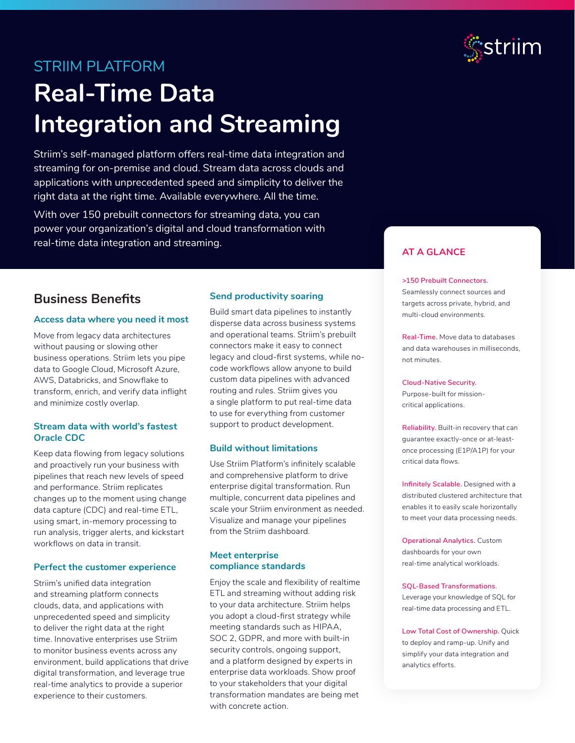STRIIM PLATFORM

# Real-Time Data Integration and Streaming

Striim's self-managed platform offers real-time data integration and streaming for on-premise and cloud. Stream data across clouds and applications with unprecedented speed and simplicity to deliver the right data at the right time. Available everywhere. All the time.

With over 150 prebuilt connectors for streaming data, you can power your organization's digital and cloud transformation with real-time data integration and streaming.

## Business Benefits

### Access data where you need it most

Move from legacy data architectures without pausing or slowing other business operations. Striim lets you pipe data to Google Cloud, Microsoft Azure, AWS, Databricks, and Snowflake to transform, enrich, and verify data inflight and minimize costly overlap.

### Stream data with world's fastest Oracle CDC

Keep data flowing from legacy solutions and proactively run your business with pipelines that reach new levels of speed and performance. Striim replicates changes up to the moment using change data capture (CDC) and real-time ETL, using smart, in-memory processing to run analysis, trigger alerts, and kickstart workflows on data in transit.

### Perfect the customer experience

Striim's unified data integration and streaming platform connects clouds, data, and applications with unprecedented speed and simplicity to deliver the right data at the right time. Innovative enterprises use Striim to monitor business events across any environment, build applications that drive digital transformation, and leverage true real-time analytics to provide a superior experience to their customers.

### Send productivity soaring

Build smart data pipelines to instantly disperse data across business systems and operational teams. Striim's prebuilt connectors make it easy to connect legacy and cloud-first systems, while no-code workflows allow anyone to build custom data pipelines with advanced routing and rules. Striim gives you a single platform to put real-time data to use for everything from customer support to product development.

### Build without limitations

Use Striim Platform's infinitely scalable and comprehensive platform to drive enterprise digital transformation. Run multiple, concurrent data pipelines and scale your Striim environment as needed. Visualize and manage your pipelines from the Striim dashboard.

### Meet enterprise compliance standards

Enjoy the scale and flexibility of realtime ETL and streaming without adding risk to your data architecture. Striim helps you adopt a cloud-first strategy while meeting standards such as HIPAA, SOC 2, GDPR, and more with built-in security controls, ongoing support, and a platform designed by experts in enterprise data workloads. Show proof to your stakeholders that your digital transformation mandates are being met with concrete action.

## AT A GLANCE

**>150 Prebuilt Connectors.** Seamlessly connect sources and targets across private, hybrid, and multi-cloud environments.

**Real-Time.** Move data to databases and data warehouses in milliseconds, not minutes.

**Cloud-Native Security.** Purpose-built for mission-critical applications.

**Reliability.** Built-in recovery that can guarantee exactly-once or at-least-once processing (E1P/A1P) for your critical data flows.

**Infinitely Scalable.** Designed with a distributed clustered architecture that enables it to easily scale horizontally to meet your data processing needs.

**Operational Analytics.** Custom dashboards for your own real-time analytical workloads.

**SQL-Based Transformations.** Leverage your knowledge of SQL for real-time data processing and ETL.

**Low Total Cost of Ownership.** Quick to deploy and ramp-up. Unify and simplify your data integration and analytics efforts.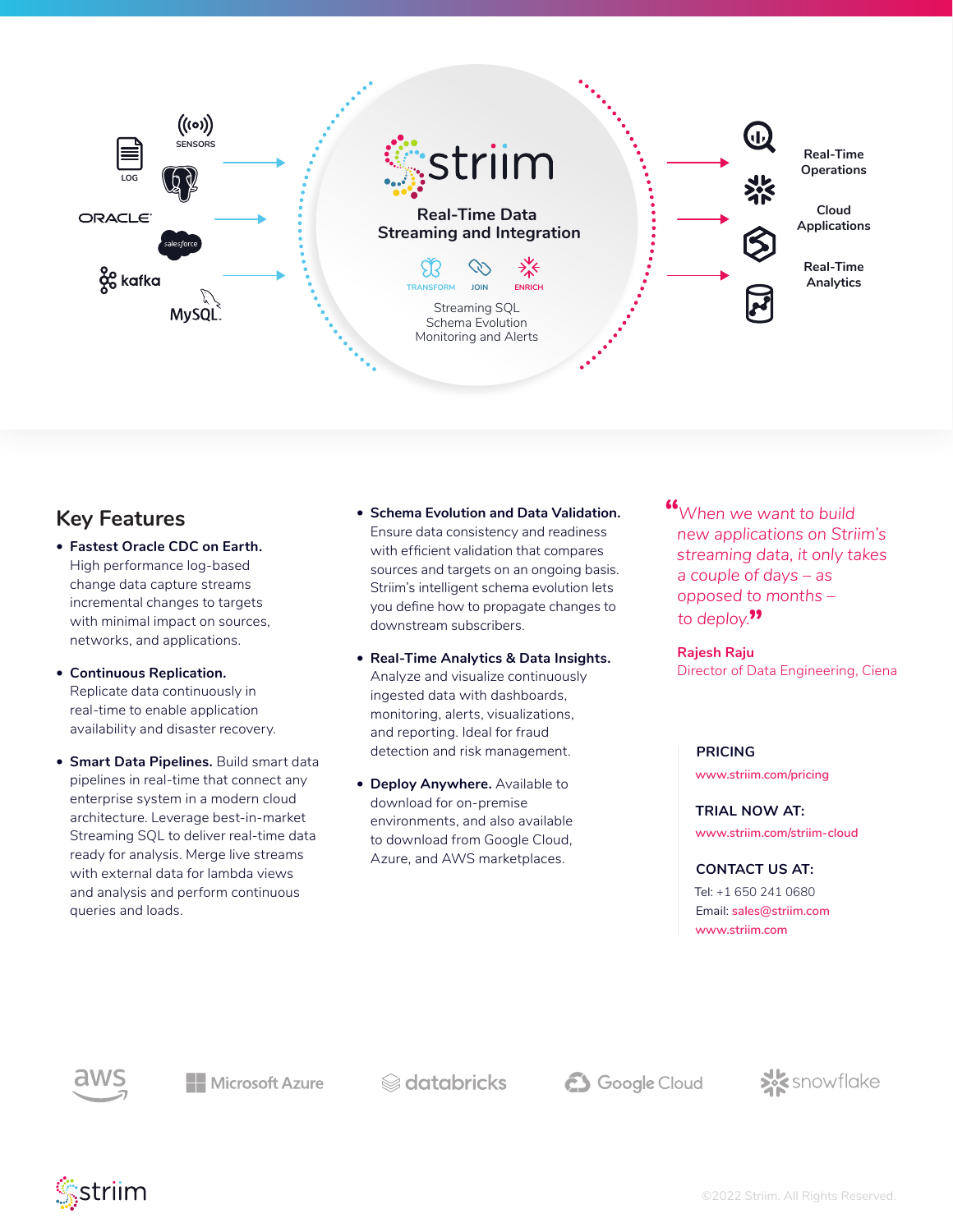SENSORS

LOG

ORACLE

salesforce

kafka

MySQL

striim

Real-Time Data
Streaming and Integration

TRANSFORM JOIN ENRICH

Streaming SQL
Schema Evolution
Monitoring and Alerts

Real-Time Operations

Cloud Applications

Real-Time Analytics

## Key Features

- **Fastest Oracle CDC on Earth.** High performance log-based change data capture streams incremental changes to targets with minimal impact on sources, networks, and applications.
- **Continuous Replication.** Replicate data continuously in real-time to enable application availability and disaster recovery.
- **Smart Data Pipelines.** Build smart data pipelines in real-time that connect any enterprise system in a modern cloud architecture. Leverage best-in-market Streaming SQL to deliver real-time data ready for analysis. Merge live streams with external data for lambda views and analysis and perform continuous queries and loads.
- **Schema Evolution and Data Validation.** Ensure data consistency and readiness with efficient validation that compares sources and targets on an ongoing basis. Striim's intelligent schema evolution lets you define how to propagate changes to downstream subscribers.
- **Real-Time Analytics & Data Insights.** Analyze and visualize continuously ingested data with dashboards, monitoring, alerts, visualizations, and reporting. Ideal for fraud detection and risk management.
- **Deploy Anywhere.** Available to download for on-premise environments, and also available to download from Google Cloud, Azure, and AWS marketplaces.

*"When we want to build new applications on Striim's streaming data, it only takes a couple of days – as opposed to months – to deploy."*

**Rajesh Raju**
Director of Data Engineering, Ciena

**PRICING**
www.striim.com/pricing

**TRIAL NOW AT:**
www.striim.com/striim-cloud

**CONTACT US AT:**
Tel: +1 650 241 0680
Email: sales@striim.com
www.striim.com

aws Microsoft Azure databricks Google Cloud snowflake

striim

©2022 Striim. All Rights Reserved.